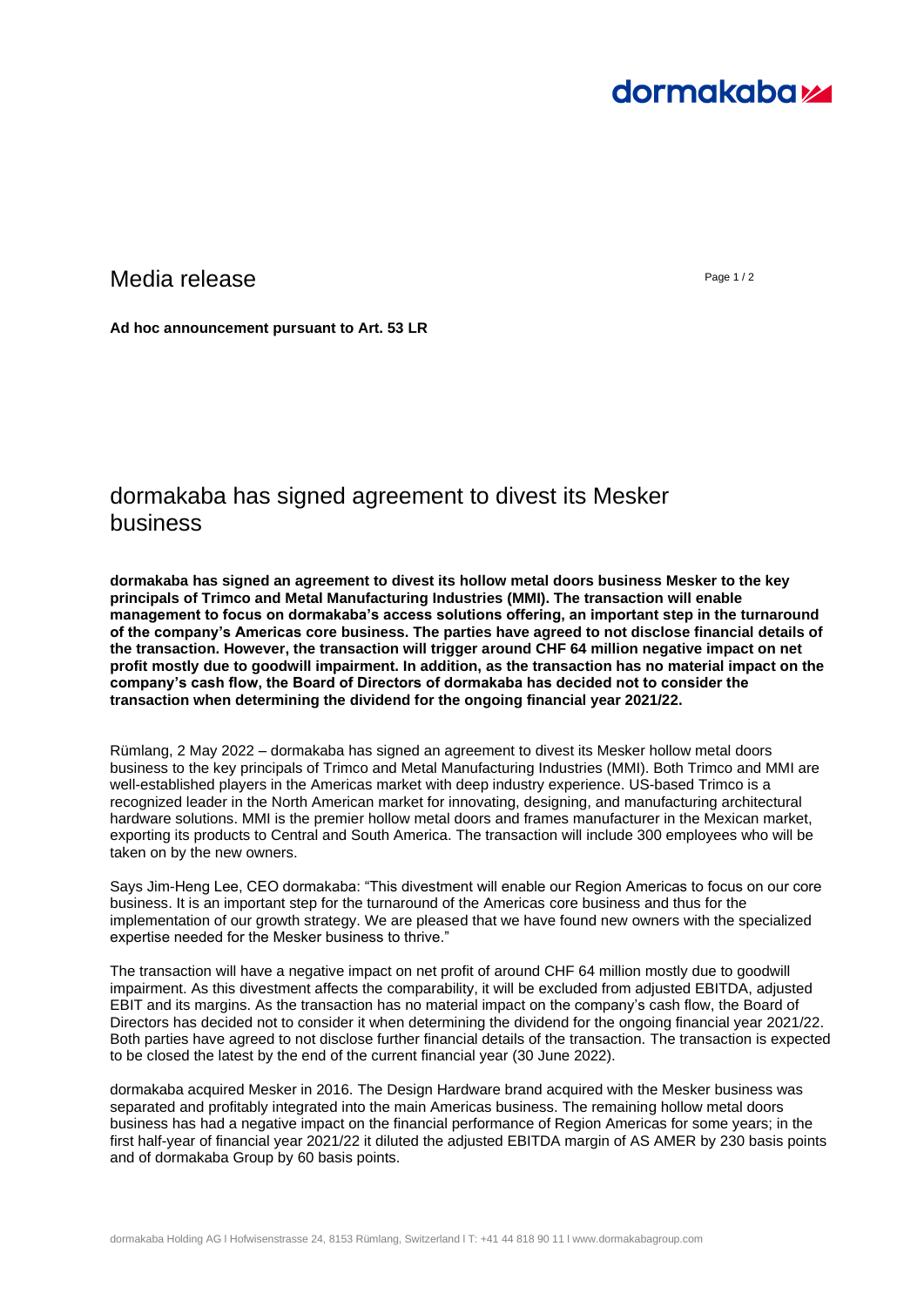# Media release

**Ad hoc announcement pursuant to Art. 53 LR**

## dormakaba has signed agreement to divest its Mesker business

**dormakaba has signed an agreement to divest its hollow metal doors business Mesker to the key principals of Trimco and Metal Manufacturing Industries (MMI). The transaction will enable management to focus on dormakaba's access solutions offering, an important step in the turnaround of the company's Americas core business. The parties have agreed to not disclose financial details of the transaction. However, the transaction will trigger around CHF 64 million negative impact on net profit mostly due to goodwill impairment. In addition, as the transaction has no material impact on the company's cash flow, the Board of Directors of dormakaba has decided not to consider the transaction when determining the dividend for the ongoing financial year 2021/22.**

Rümlang, 2 May 2022 – dormakaba has signed an agreement to divest its Mesker hollow metal doors business to the key principals of Trimco and Metal Manufacturing Industries (MMI). Both Trimco and MMI are well-established players in the Americas market with deep industry experience. US-based Trimco is a recognized leader in the North American market for innovating, designing, and manufacturing architectural hardware solutions. MMI is the premier hollow metal doors and frames manufacturer in the Mexican market, exporting its products to Central and South America. The transaction will include 300 employees who will be taken on by the new owners.

Says Jim-Heng Lee, CEO dormakaba: "This divestment will enable our Region Americas to focus on our core business. It is an important step for the turnaround of the Americas core business and thus for the implementation of our growth strategy. We are pleased that we have found new owners with the specialized expertise needed for the Mesker business to thrive."

The transaction will have a negative impact on net profit of around CHF 64 million mostly due to goodwill impairment. As this divestment affects the comparability, it will be excluded from adjusted EBITDA, adjusted EBIT and its margins. As the transaction has no material impact on the company's cash flow, the Board of Directors has decided not to consider it when determining the dividend for the ongoing financial year 2021/22. Both parties have agreed to not disclose further financial details of the transaction. The transaction is expected to be closed the latest by the end of the current financial year (30 June 2022).

dormakaba acquired Mesker in 2016. The Design Hardware brand acquired with the Mesker business was separated and profitably integrated into the main Americas business. The remaining hollow metal doors business has had a negative impact on the financial performance of Region Americas for some years; in the first half-year of financial year 2021/22 it diluted the adjusted EBITDA margin of AS AMER by 230 basis points and of dormakaba Group by 60 basis points.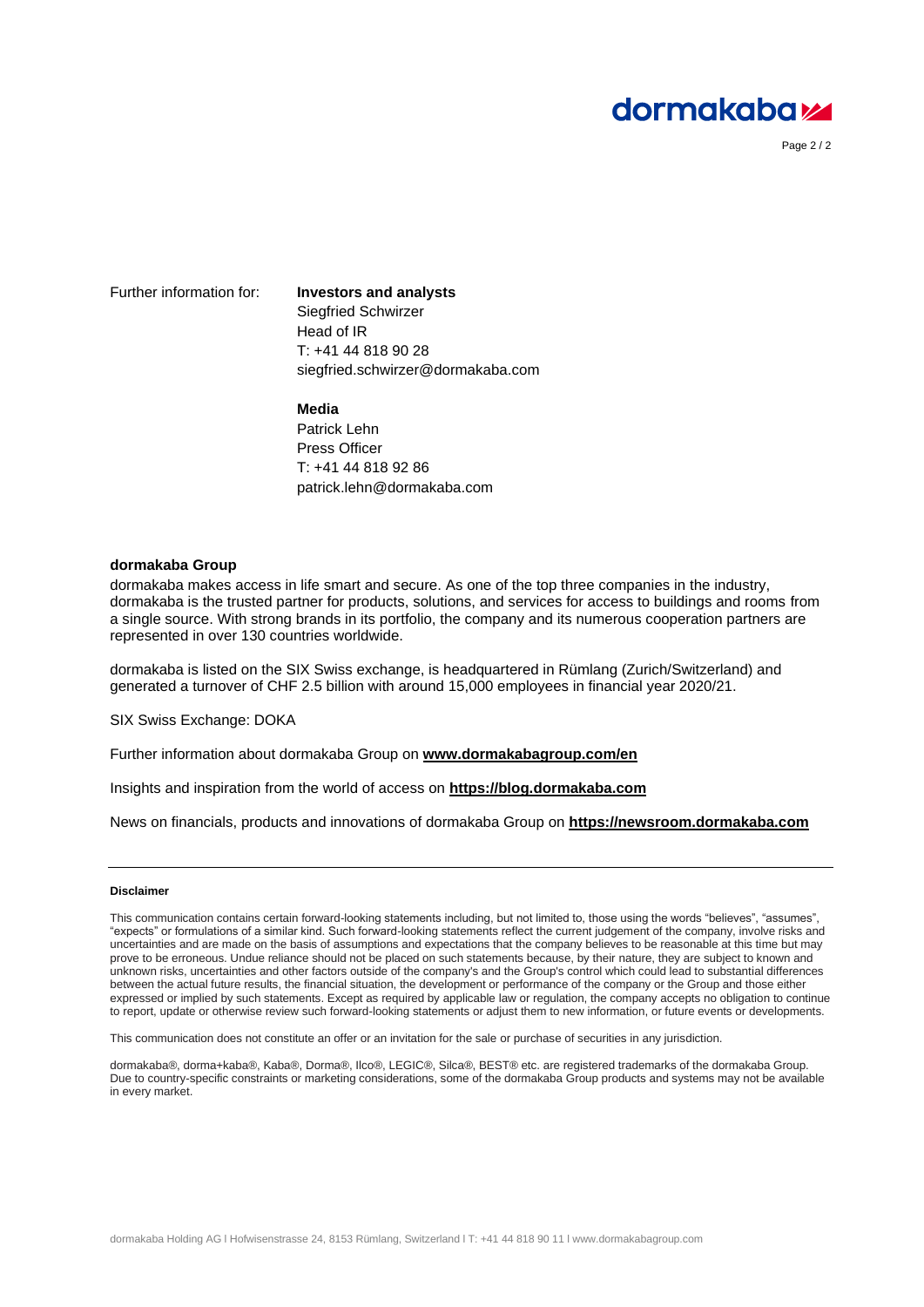Further information for: **Investors and analysts**
Siegfried Schwirzer
Head of IR
T: +41 44 818 90 28
siegfried.schwirzer@dormakaba.com

**Media**
Patrick Lehn
Press Officer
T: +41 44 818 92 86
patrick.lehn@dormakaba.com

**dormakaba Group**

dormakaba makes access in life smart and secure. As one of the top three companies in the industry, dormakaba is the trusted partner for products, solutions, and services for access to buildings and rooms from a single source. With strong brands in its portfolio, the company and its numerous cooperation partners are represented in over 130 countries worldwide.

dormakaba is listed on the SIX Swiss exchange, is headquartered in Rümlang (Zurich/Switzerland) and generated a turnover of CHF 2.5 billion with around 15,000 employees in financial year 2020/21.

SIX Swiss Exchange: DOKA

Further information about dormakaba Group on **www.dormakabagroup.com/en**

Insights and inspiration from the world of access on **https://blog.dormakaba.com**

News on financials, products and innovations of dormakaba Group on **https://newsroom.dormakaba.com**

---

**Disclaimer**

This communication contains certain forward-looking statements including, but not limited to, those using the words "believes", "assumes", "expects" or formulations of a similar kind. Such forward-looking statements reflect the current judgement of the company, involve risks and uncertainties and are made on the basis of assumptions and expectations that the company believes to be reasonable at this time but may prove to be erroneous. Undue reliance should not be placed on such statements because, by their nature, they are subject to known and unknown risks, uncertainties and other factors outside of the company's and the Group's control which could lead to substantial differences between the actual future results, the financial situation, the development or performance of the company or the Group and those either expressed or implied by such statements. Except as required by applicable law or regulation, the company accepts no obligation to continue to report, update or otherwise review such forward-looking statements or adjust them to new information, or future events or developments.

This communication does not constitute an offer or an invitation for the sale or purchase of securities in any jurisdiction.

dormakaba®, dorma+kaba®, Kaba®, Dorma®, Ilco®, LEGIC®, Silca®, BEST® etc. are registered trademarks of the dormakaba Group. Due to country-specific constraints or marketing considerations, some of the dormakaba Group products and systems may not be available in every market.